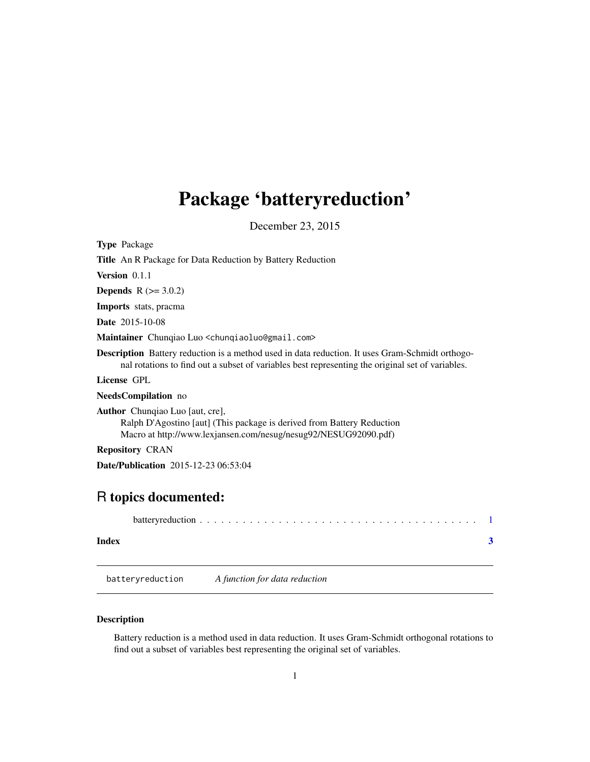# Package 'batteryreduction'

December 23, 2015

**Type** Package

**Title** An R Package for Data Reduction by Battery Reduction

**Version** 0.1.1

**Depends** R (>= 3.0.2)

**Imports** stats, pracma

**Date** 2015-10-08

**Maintainer** Chunqiao Luo <chunqiaoluo@gmail.com>

**Description** Battery reduction is a method used in data reduction. It uses Gram-Schmidt orthogonal rotations to find out a subset of variables best representing the original set of variables.

**License** GPL

**NeedsCompilation** no

**Author** Chunqiao Luo [aut, cre],
Ralph D'Agostino [aut] (This package is derived from Battery Reduction Macro at http://www.lexjansen.com/nesug/nesug92/NESUG92090.pdf)

**Repository** CRAN

**Date/Publication** 2015-12-23 06:53:04

## R topics documented:

batteryreduction . . . . . . . . . . . . . . . . . . . . . . . . . . . . . . . . . . . . . . . 1

**Index** **3**

---

`batteryreduction` *A function for data reduction*

---

### Description

Battery reduction is a method used in data reduction. It uses Gram-Schmidt orthogonal rotations to find out a subset of variables best representing the original set of variables.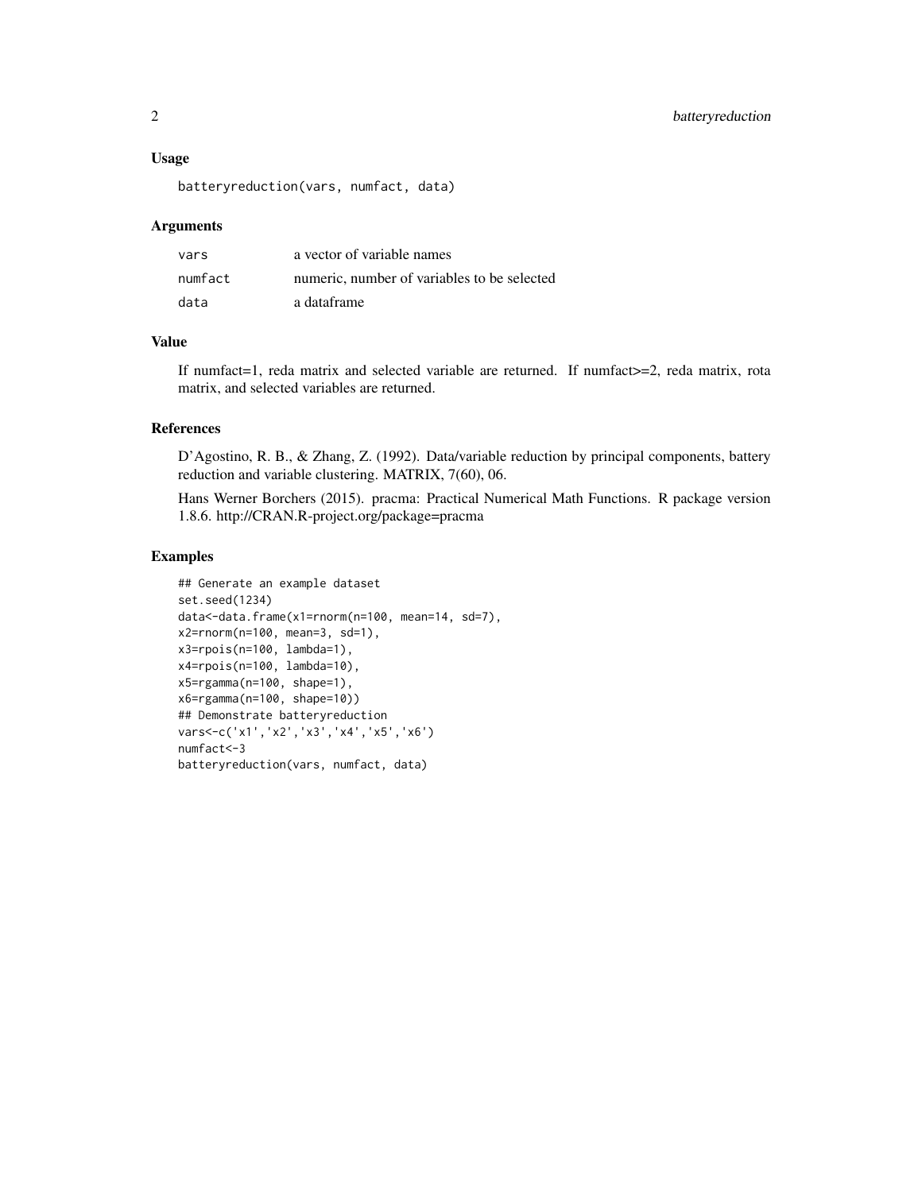### Usage

```
batteryreduction(vars, numfact, data)
```

### Arguments

| | |
|---|---|
| vars | a vector of variable names |
| numfact | numeric, number of variables to be selected |
| data | a dataframe |

### Value

If numfact=1, reda matrix and selected variable are returned. If numfact>=2, reda matrix, rota matrix, and selected variables are returned.

### References

D'Agostino, R. B., & Zhang, Z. (1992). Data/variable reduction by principal components, battery reduction and variable clustering. MATRIX, 7(60), 06.

Hans Werner Borchers (2015). pracma: Practical Numerical Math Functions. R package version 1.8.6. http://CRAN.R-project.org/package=pracma

### Examples

```
## Generate an example dataset
set.seed(1234)
data<-data.frame(x1=rnorm(n=100, mean=14, sd=7),
x2=rnorm(n=100, mean=3, sd=1),
x3=rpois(n=100, lambda=1),
x4=rpois(n=100, lambda=10),
x5=rgamma(n=100, shape=1),
x6=rgamma(n=100, shape=10))
## Demonstrate batteryreduction
vars<-c('x1','x2','x3','x4','x5','x6')
numfact<-3
batteryreduction(vars, numfact, data)
```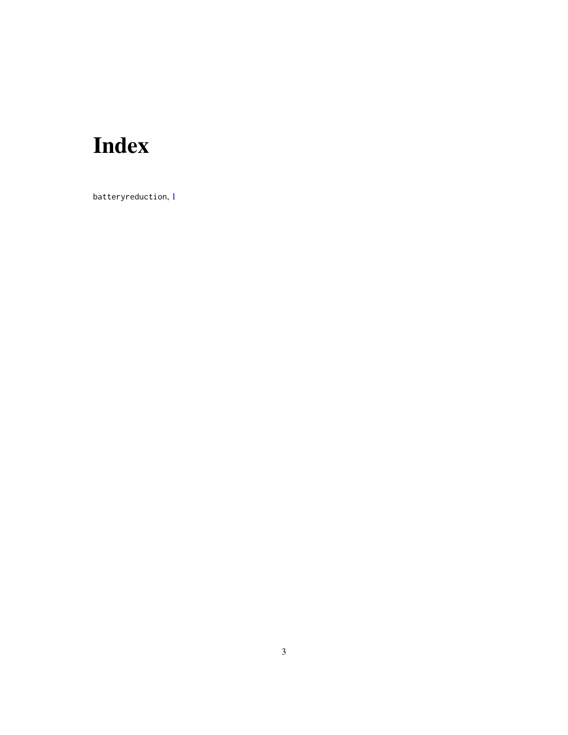# Index

`batteryreduction`, 1